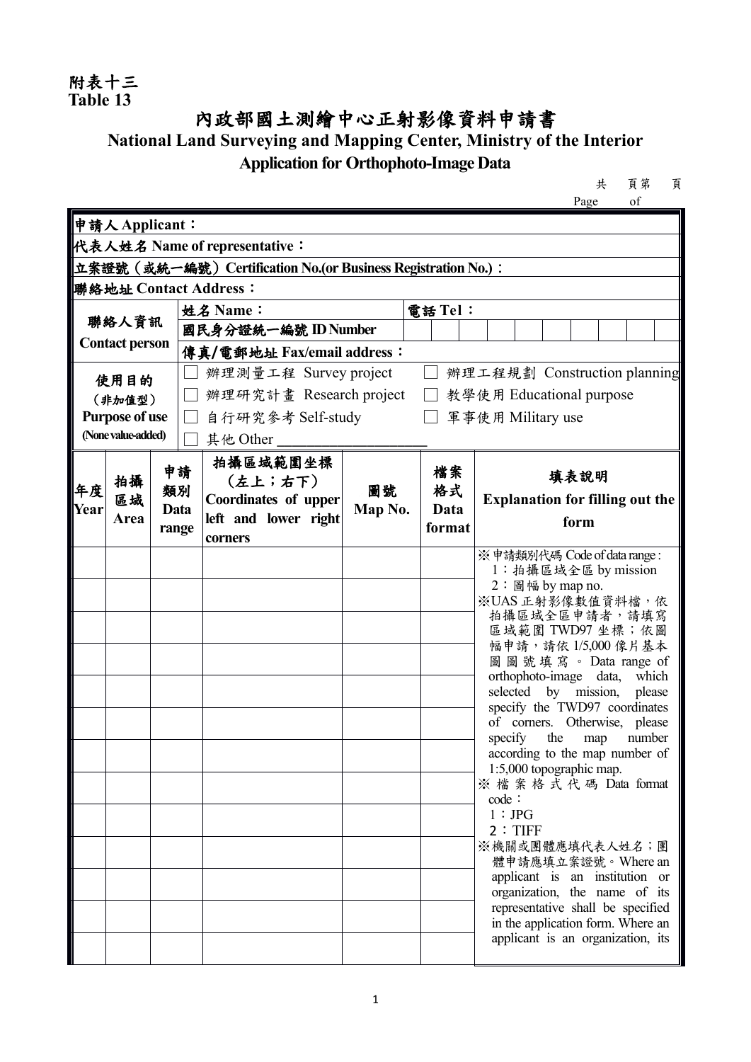附表十三
**Table 13**

# 內政部國土測繪中心正射影像資料申請書

## National Land Surveying and Mapping Center, Ministry of the Interior Application for Orthophoto-Image Data

共　頁第　頁
Page　of

| | | |
|---|---|---|
| **申請人 Applicant：** | | |
| **代表人姓名 Name of representative：** | | |
| **立案證號（或統一編號）Certification No.(or Business Registration No.)：** | | |
| **聯絡地址 Contact Address：** | | |
| **聯絡人資訊 Contact person** | **姓名 Name：** | **電話 Tel：** |
| | **國民身分證統一編號 ID Number** | |
| | **傳真/電郵地址 Fax/email address：** | |
| **使用目的（非加值型）Purpose of use (None value-added)** | ☐ 辦理測量工程 Survey project ☐ 辦理工程規劃 Construction planning<br>☐ 辦理研究計畫 Research project ☐ 教學使用 Educational purpose<br>☐ 自行研究參考 Self-study ☐ 軍事使用 Military use<br>☐ 其他 Other ____________ | |

| 年度 Year | 拍攝區域 Area | 申請類別 Data range | 拍攝區域範圍坐標（左上；右下）Coordinates of upper left and lower right corners | 圖號 Map No. | 檔案格式 Data format | 填表說明 Explanation for filling out the form |
|---|---|---|---|---|---|---|
| | | | | | | ※申請類別代碼 Code of data range :<br>1：拍攝區域全區 by mission<br>2：圖幅 by map no.<br>※UAS 正射影像數值資料檔，依拍攝區域全區申請者，請填寫區域範圍 TWD97 坐標；依圖幅申請，請依 1/5,000 像片基本圖圖號填寫。Data range of orthophoto-image data, which selected by mission, please specify the TWD97 coordinates of corners. Otherwise, please specify the map number according to the map number of 1:5,000 topographic map.<br>※檔案格式代碼 Data format code：<br>1：JPG<br>2：TIFF<br>※機關或團體應填代表人姓名；團體申請應填立案證號。Where an applicant is an institution or organization, the name of its representative shall be specified in the application form. Where an applicant is an organization, its |
| | | | | | | |
| | | | | | | |
| | | | | | | |
| | | | | | | |
| | | | | | | |
| | | | | | | |
| | | | | | | |
| | | | | | | |
| | | | | | | |
| | | | | | | |
| | | | | | | |
| | | | | | | |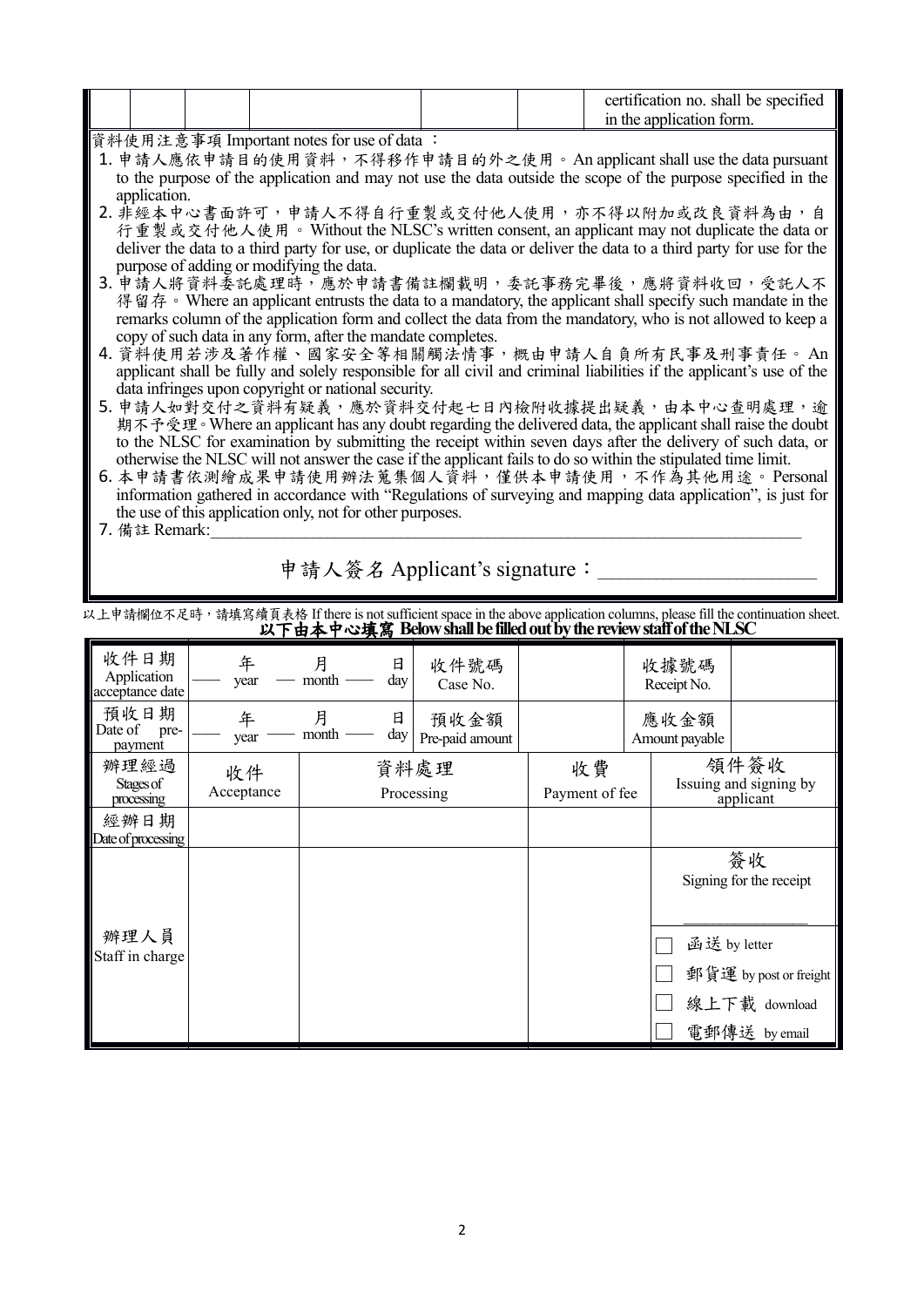| | | | | | | certification no. shall be specified in the application form. |
|---|---|---|---|---|---|---|

資料使用注意事項 Important notes for use of data ：

1. 申請人應依申請目的使用資料，不得移作申請目的外之使用。An applicant shall use the data pursuant to the purpose of the application and may not use the data outside the scope of the purpose specified in the application.
2. 非經本中心書面許可，申請人不得自行重製或交付他人使用，亦不得以附加或改良資料為由，自行重製或交付他人使用。Without the NLSC's written consent, an applicant may not duplicate the data or deliver the data to a third party for use, or duplicate the data or deliver the data to a third party for use for the purpose of adding or modifying the data.
3. 申請人將資料委託處理時，應於申請書備註欄載明，委託事務完畢後，應將資料收回，受託人不得留存。Where an applicant entrusts the data to a mandatory, the applicant shall specify such mandate in the remarks column of the application form and collect the data from the mandatory, who is not allowed to keep a copy of such data in any form, after the mandate completes.
4. 資料使用若涉及著作權、國家安全等相關觸法情事，概由申請人自負所有民事及刑事責任。An applicant shall be fully and solely responsible for all civil and criminal liabilities if the applicant's use of the data infringes upon copyright or national security.
5. 申請人如對交付之資料有疑義，應於資料交付起七日內檢附收據提出疑義，由本中心查明處理，逾期不予受理。Where an applicant has any doubt regarding the delivered data, the applicant shall raise the doubt to the NLSC for examination by submitting the receipt within seven days after the delivery of such data, or otherwise the NLSC will not answer the case if the applicant fails to do so within the stipulated time limit.
6. 本申請書依測繪成果申請使用辦法蒐集個人資料，僅供本申請使用，不作為其他用途。Personal information gathered in accordance with "Regulations of surveying and mapping data application", is just for the use of this application only, not for other purposes.
7. 備註 Remark:______________________________________________________________________

申請人簽名 Applicant's signature：____________________

以上申請欄位不足時，請填寫續頁表格 If there is not sufficient space in the above application columns, please fill the continuation sheet.

**以下由本中心填寫 Below shall be filled out by the review staff of the NLSC**

| 收件日期 Application acceptance date | ___ 年 year ___ 月 month ___ 日 day | | 收件號碼 Case No. | | 收據號碼 Receipt No. | |
|---|---|---|---|---|---|---|
| 預收日期 Date of pre-payment | ___ 年 year ___ 月 month ___ 日 day | | 預收金額 Pre-paid amount | | 應收金額 Amount payable | |
| 辦理經過 Stages of processing | 收件 Acceptance | 資料處理 Processing | | 收費 Payment of fee | 領件簽收 Issuing and signing by applicant | |
| 經辦日期 Date of processing | | | | | | |
| 辦理人員 Staff in charge | | | | | 簽收 Signing for the receipt ______________ <br> □ 函送 by letter <br> □ 郵貨運 by post or freight <br> □ 線上下載 download <br> □ 電郵傳送 by email | |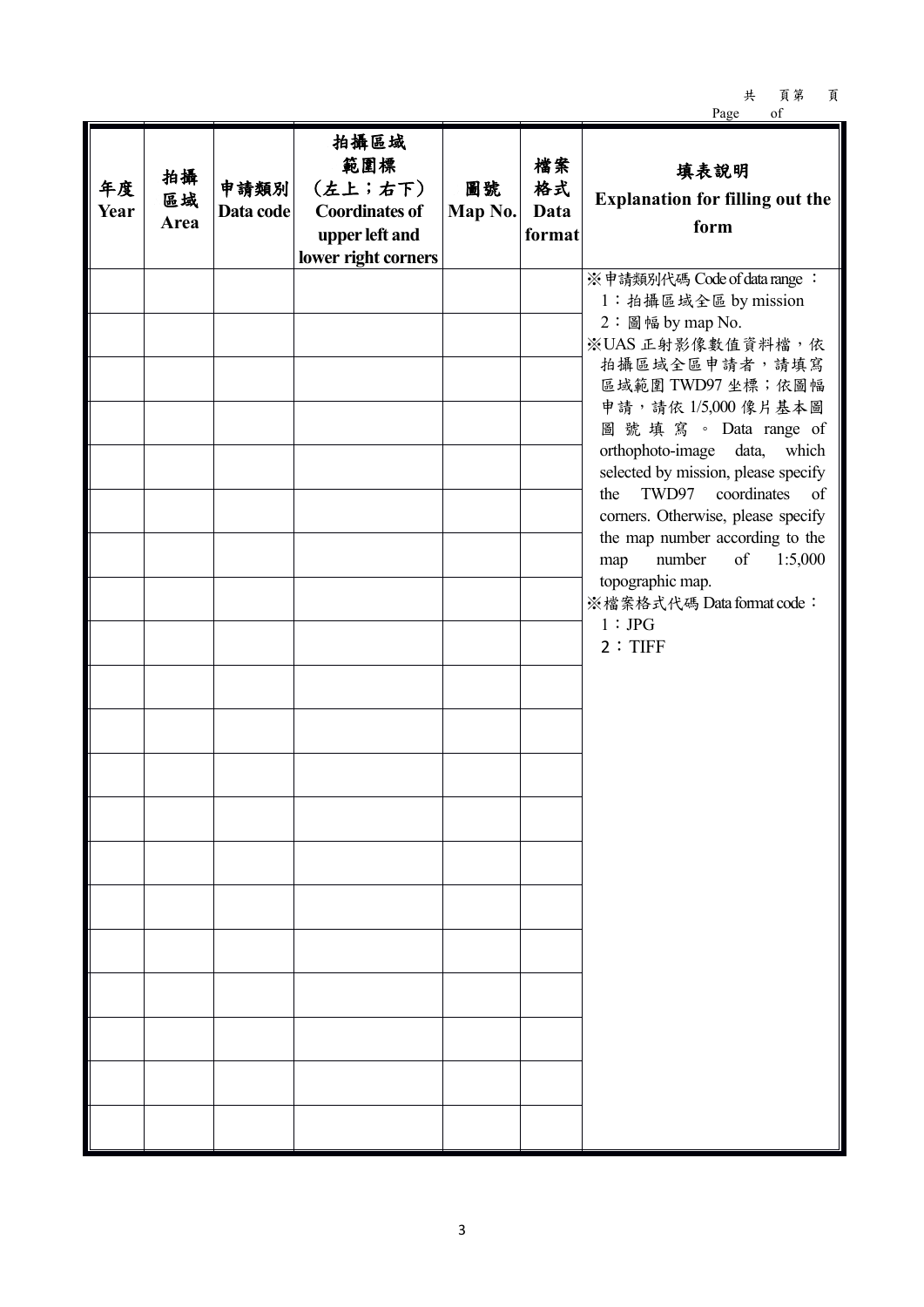共　頁第　頁
Page　of

| 年度 Year | 拍攝區域 Area | 申請類別 Data code | 拍攝區域範圍標（左上；右下）Coordinates of upper left and lower right corners | 圖號 Map No. | 檔案格式 Data format | 填表說明 Explanation for filling out the form |
|---|---|---|---|---|---|---|
| | | | | | | ※申請類別代碼 Code of data range ：<br>1：拍攝區域全區 by mission<br>2：圖幅 by map No.<br>※UAS 正射影像數值資料檔，依拍攝區域全區申請者，請填寫區域範圍 TWD97 坐標；依圖幅申請，請依 1/5,000 像片基本圖圖號填寫。Data range of orthophoto-image data, which selected by mission, please specify the TWD97 coordinates of corners. Otherwise, please specify the map number according to the map number of 1:5,000 topographic map.<br>※檔案格式代碼 Data format code：<br>1：JPG<br>2：TIFF |
| | | | | | | |
| | | | | | | |
| | | | | | | |
| | | | | | | |
| | | | | | | |
| | | | | | | |
| | | | | | | |
| | | | | | | |
| | | | | | | |
| | | | | | | |
| | | | | | | |
| | | | | | | |
| | | | | | | |
| | | | | | | |
| | | | | | | |
| | | | | | | |
| | | | | | | |
| | | | | | | |
| | | | | | | |